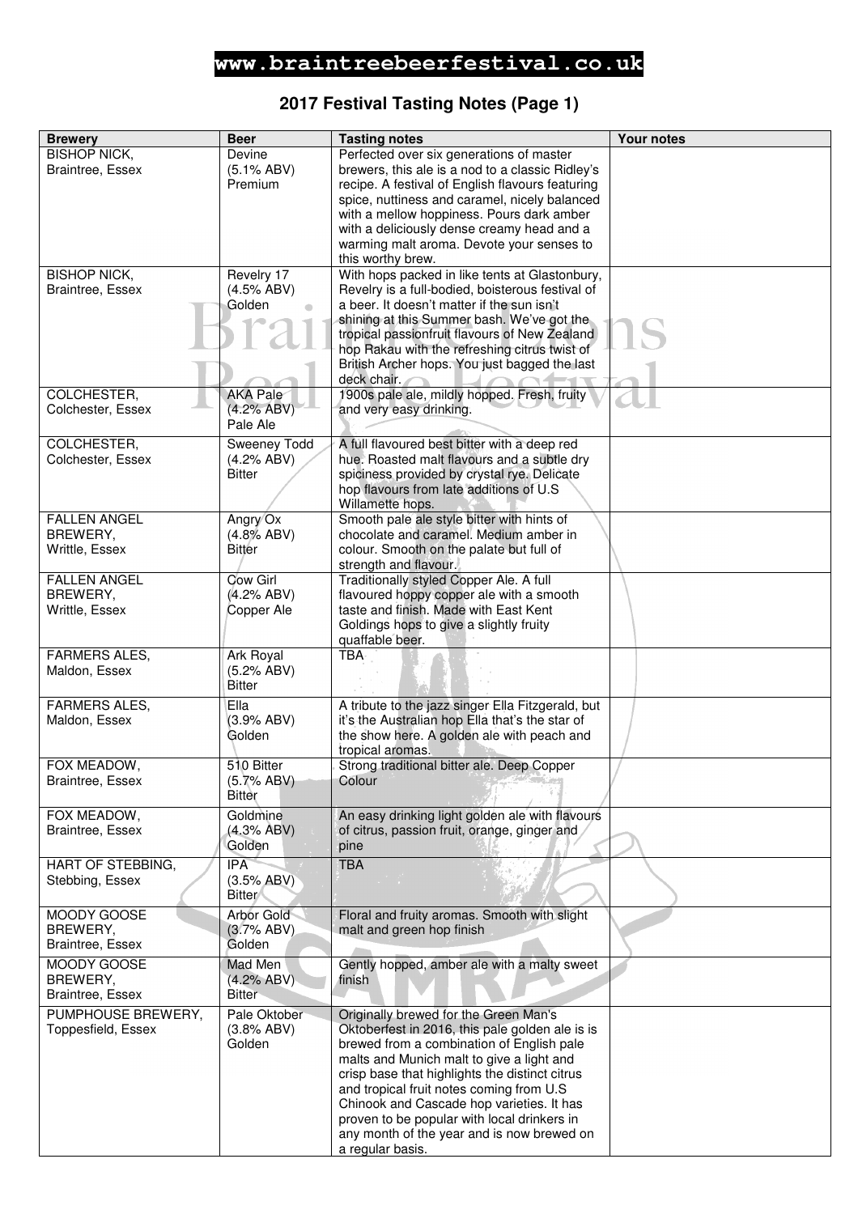**www.braintreebeerfestival.co.uk**

## 2017 Festival Tasting Notes (Page 1)

| Brewery | Beer | Tasting notes | Your notes |
|---|---|---|---|
| BISHOP NICK, Braintree, Essex | Devine (5.1% ABV) Premium | Perfected over six generations of master brewers, this ale is a nod to a classic Ridley's recipe. A festival of English flavours featuring spice, nuttiness and caramel, nicely balanced with a mellow hoppiness. Pours dark amber with a deliciously dense creamy head and a warming malt aroma. Devote your senses to this worthy brew. | |
| BISHOP NICK, Braintree, Essex | Revelry 17 (4.5% ABV) Golden | With hops packed in like tents at Glastonbury, Revelry is a full-bodied, boisterous festival of a beer. It doesn't matter if the sun isn't shining at this Summer bash. We've got the tropical passionfruit flavours of New Zealand hop Rakau with the refreshing citrus twist of British Archer hops. You just bagged the last deck chair. | |
| COLCHESTER, Colchester, Essex | AKA Pale (4.2% ABV) Pale Ale | 1900s pale ale, mildly hopped. Fresh, fruity and very easy drinking. | |
| COLCHESTER, Colchester, Essex | Sweeney Todd (4.2% ABV) Bitter | A full flavoured best bitter with a deep red hue. Roasted malt flavours and a subtle dry spiciness provided by crystal rye. Delicate hop flavours from late additions of U.S Willamette hops. | |
| FALLEN ANGEL BREWERY, Writtle, Essex | Angry Ox (4.8% ABV) Bitter | Smooth pale ale style bitter with hints of chocolate and caramel. Medium amber in colour. Smooth on the palate but full of strength and flavour. | |
| FALLEN ANGEL BREWERY, Writtle, Essex | Cow Girl (4.2% ABV) Copper Ale | Traditionally styled Copper Ale. A full flavoured hoppy copper ale with a smooth taste and finish. Made with East Kent Goldings hops to give a slightly fruity quaffable beer. | |
| FARMERS ALES, Maldon, Essex | Ark Royal (5.2% ABV) Bitter | TBA | |
| FARMERS ALES, Maldon, Essex | Ella (3.9% ABV) Golden | A tribute to the jazz singer Ella Fitzgerald, but it's the Australian hop Ella that's the star of the show here. A golden ale with peach and tropical aromas. | |
| FOX MEADOW, Braintree, Essex | 510 Bitter (5.7% ABV) Bitter | Strong traditional bitter ale. Deep Copper Colour | |
| FOX MEADOW, Braintree, Essex | Goldmine (4.3% ABV) Golden | An easy drinking light golden ale with flavours of citrus, passion fruit, orange, ginger and pine | |
| HART OF STEBBING, Stebbing, Essex | IPA (3.5% ABV) Bitter | TBA | |
| MOODY GOOSE BREWERY, Braintree, Essex | Arbor Gold (3.7% ABV) Golden | Floral and fruity aromas. Smooth with slight malt and green hop finish | |
| MOODY GOOSE BREWERY, Braintree, Essex | Mad Men (4.2% ABV) Bitter | Gently hopped, amber ale with a malty sweet finish | |
| PUMPHOUSE BREWERY, Toppesfield, Essex | Pale Oktober (3.8% ABV) Golden | Originally brewed for the Green Man's Oktoberfest in 2016, this pale golden ale is is brewed from a combination of English pale malts and Munich malt to give a light and crisp base that highlights the distinct citrus and tropical fruit notes coming from U.S Chinook and Cascade hop varieties. It has proven to be popular with local drinkers in any month of the year and is now brewed on a regular basis. | |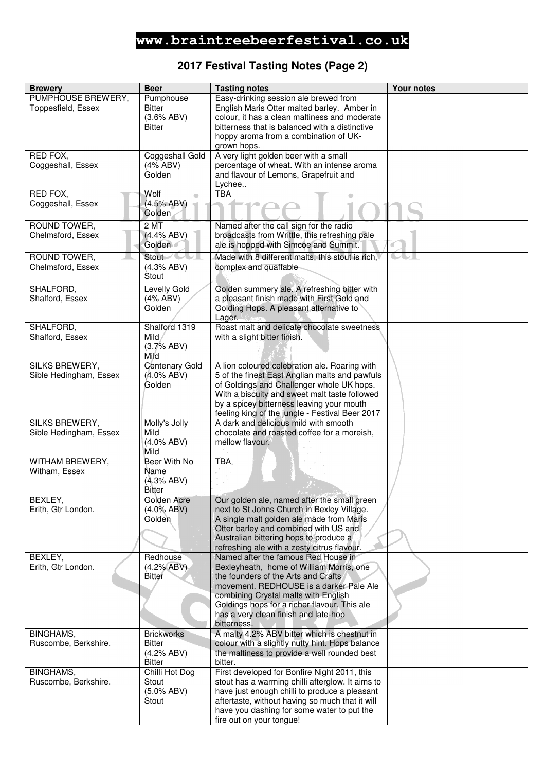**www.braintreebeerfestival.co.uk**

## 2017 Festival Tasting Notes (Page 2)

| Brewery | Beer | Tasting notes | Your notes |
|---|---|---|---|
| PUMPHOUSE BREWERY, Toppesfield, Essex | Pumphouse Bitter (3.6% ABV) Bitter | Easy-drinking session ale brewed from English Maris Otter malted barley. Amber in colour, it has a clean maltiness and moderate bitterness that is balanced with a distinctive hoppy aroma from a combination of UK-grown hops. | |
| RED FOX, Coggeshall, Essex | Coggeshall Gold (4% ABV) Golden | A very light golden beer with a small percentage of wheat. With an intense aroma and flavour of Lemons, Grapefruit and Lychee.. | |
| RED FOX, Coggeshall, Essex | Wolf (4.5% ABV) Golden | TBA | |
| ROUND TOWER, Chelmsford, Essex | 2 MT (4.4% ABV) Golden | Named after the call sign for the radio broadcasts from Writtle, this refreshing pale ale is hopped with Simcoe and Summit. | |
| ROUND TOWER, Chelmsford, Essex | Stout (4.3% ABV) Stout | Made with 8 different malts, this stout is rich, complex and quaffable | |
| SHALFORD, Shalford, Essex | Levelly Gold (4% ABV) Golden | Golden summery ale. A refreshing bitter with a pleasant finish made with First Gold and Golding Hops. A pleasant alternative to Lager. | |
| SHALFORD, Shalford, Essex | Shalford 1319 Mild (3.7% ABV) Mild | Roast malt and delicate chocolate sweetness with a slight bitter finish. | |
| SILKS BREWERY, Sible Hedingham, Essex | Centenary Gold (4.0% ABV) Golden | A lion coloured celebration ale. Roaring with 5 of the finest East Anglian malts and pawfuls of Goldings and Challenger whole UK hops. With a biscuity and sweet malt taste followed by a spicey bitterness leaving your mouth feeling king of the jungle - Festival Beer 2017 | |
| SILKS BREWERY, Sible Hedingham, Essex | Molly's Jolly Mild (4.0% ABV) Mild | A dark and delicious mild with smooth chocolate and roasted coffee for a moreish, mellow flavour. | |
| WITHAM BREWERY, Witham, Essex | Beer With No Name (4.3% ABV) Bitter | TBA | |
| BEXLEY, Erith, Gtr London. | Golden Acre (4.0% ABV) Golden | Our golden ale, named after the small green next to St Johns Church in Bexley Village. A single malt golden ale made from Maris Otter barley and combined with US and Australian bittering hops to produce a refreshing ale with a zesty citrus flavour. | |
| BEXLEY, Erith, Gtr London. | Redhouse (4.2% ABV) Bitter | Named after the famous Red House in Bexleyheath, home of William Morris, one the founders of the Arts and Crafts movement. REDHOUSE is a darker Pale Ale combining Crystal malts with English Goldings hops for a richer flavour. This ale has a very clean finish and late-hop bitterness. | |
| BINGHAMS, Ruscombe, Berkshire. | Brickworks Bitter (4.2% ABV) Bitter | A malty 4.2% ABV bitter which is chestnut in colour with a slightly nutty hint. Hops balance the maltiness to provide a well rounded best bitter. | |
| BINGHAMS, Ruscombe, Berkshire. | Chilli Hot Dog Stout (5.0% ABV) Stout | First developed for Bonfire Night 2011, this stout has a warming chilli afterglow. It aims to have just enough chilli to produce a pleasant aftertaste, without having so much that it will have you dashing for some water to put the fire out on your tongue! | |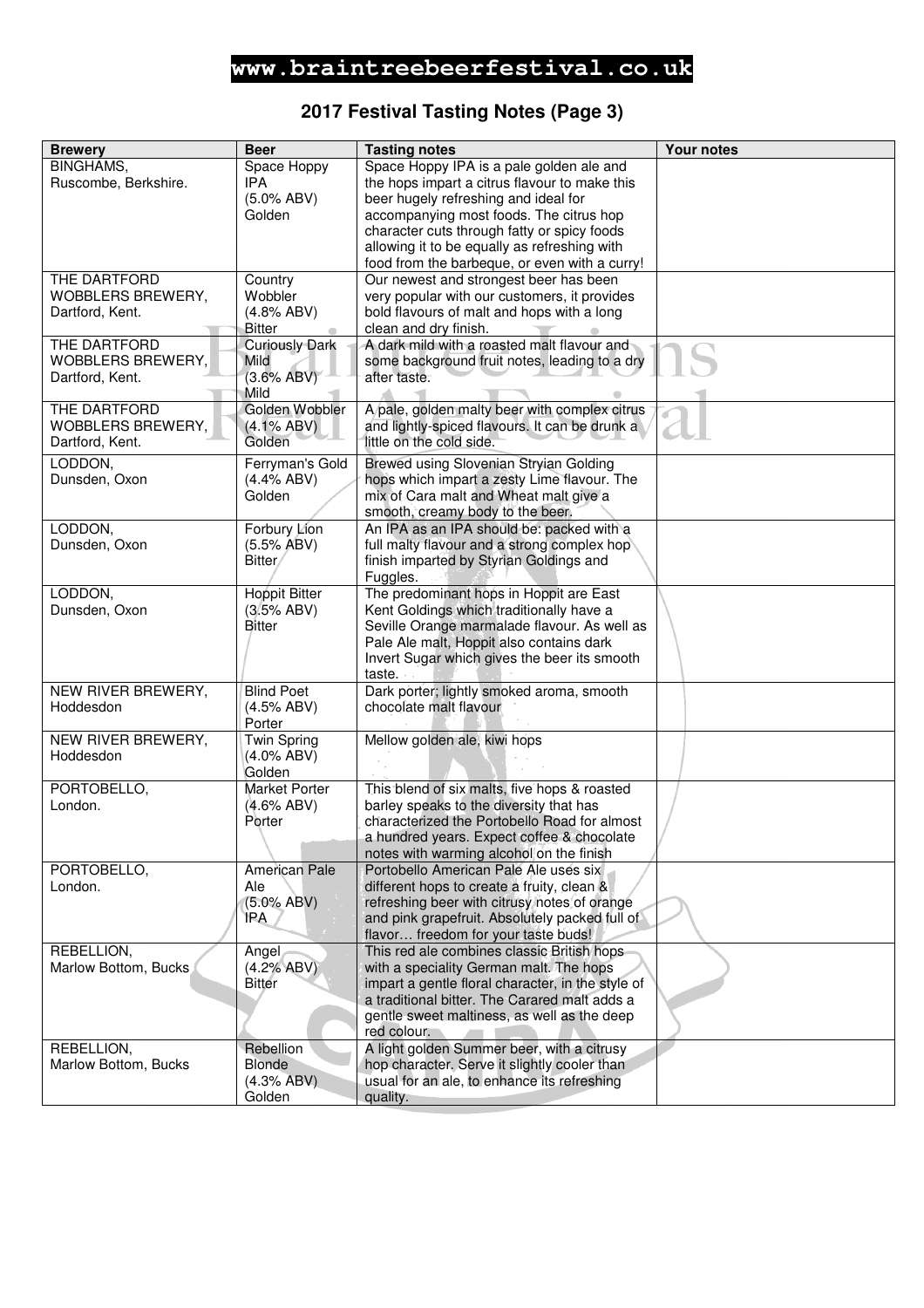**www.braintreebeerfestival.co.uk**

## 2017 Festival Tasting Notes (Page 3)

| Brewery | Beer | Tasting notes | Your notes |
|---|---|---|---|
| BINGHAMS, Ruscombe, Berkshire. | Space Hoppy IPA (5.0% ABV) Golden | Space Hoppy IPA is a pale golden ale and the hops impart a citrus flavour to make this beer hugely refreshing and ideal for accompanying most foods. The citrus hop character cuts through fatty or spicy foods allowing it to be equally as refreshing with food from the barbeque, or even with a curry! | |
| THE DARTFORD WOBBLERS BREWERY, Dartford, Kent. | Country Wobbler (4.8% ABV) Bitter | Our newest and strongest beer has been very popular with our customers, it provides bold flavours of malt and hops with a long clean and dry finish. | |
| THE DARTFORD WOBBLERS BREWERY, Dartford, Kent. | Curiously Dark Mild (3.6% ABV) Mild | A dark mild with a roasted malt flavour and some background fruit notes, leading to a dry after taste. | |
| THE DARTFORD WOBBLERS BREWERY, Dartford, Kent. | Golden Wobbler (4.1% ABV) Golden | A pale, golden malty beer with complex citrus and lightly-spiced flavours. It can be drunk a little on the cold side. | |
| LODDON, Dunsden, Oxon | Ferryman's Gold (4.4% ABV) Golden | Brewed using Slovenian Stryian Golding hops which impart a zesty Lime flavour. The mix of Cara malt and Wheat malt give a smooth, creamy body to the beer. | |
| LODDON, Dunsden, Oxon | Forbury Lion (5.5% ABV) Bitter | An IPA as an IPA should be: packed with a full malty flavour and a strong complex hop finish imparted by Styrian Goldings and Fuggles. | |
| LODDON, Dunsden, Oxon | Hoppit Bitter (3.5% ABV) Bitter | The predominant hops in Hoppit are East Kent Goldings which traditionally have a Seville Orange marmalade flavour. As well as Pale Ale malt, Hoppit also contains dark Invert Sugar which gives the beer its smooth taste. | |
| NEW RIVER BREWERY, Hoddesdon | Blind Poet (4.5% ABV) Porter | Dark porter; lightly smoked aroma, smooth chocolate malt flavour | |
| NEW RIVER BREWERY, Hoddesdon | Twin Spring (4.0% ABV) Golden | Mellow golden ale, kiwi hops | |
| PORTOBELLO, London. | Market Porter (4.6% ABV) Porter | This blend of six malts, five hops & roasted barley speaks to the diversity that has characterized the Portobello Road for almost a hundred years. Expect coffee & chocolate notes with warming alcohol on the finish | |
| PORTOBELLO, London. | American Pale Ale (5.0% ABV) IPA | Portobello American Pale Ale uses six different hops to create a fruity, clean & refreshing beer with citrusy notes of orange and pink grapefruit. Absolutely packed full of flavor… freedom for your taste buds! | |
| REBELLION, Marlow Bottom, Bucks | Angel (4.2% ABV) Bitter | This red ale combines classic British hops with a speciality German malt. The hops impart a gentle floral character, in the style of a traditional bitter. The Carared malt adds a gentle sweet maltiness, as well as the deep red colour. | |
| REBELLION, Marlow Bottom, Bucks | Rebellion Blonde (4.3% ABV) Golden | A light golden Summer beer, with a citrusy hop character. Serve it slightly cooler than usual for an ale, to enhance its refreshing quality. | |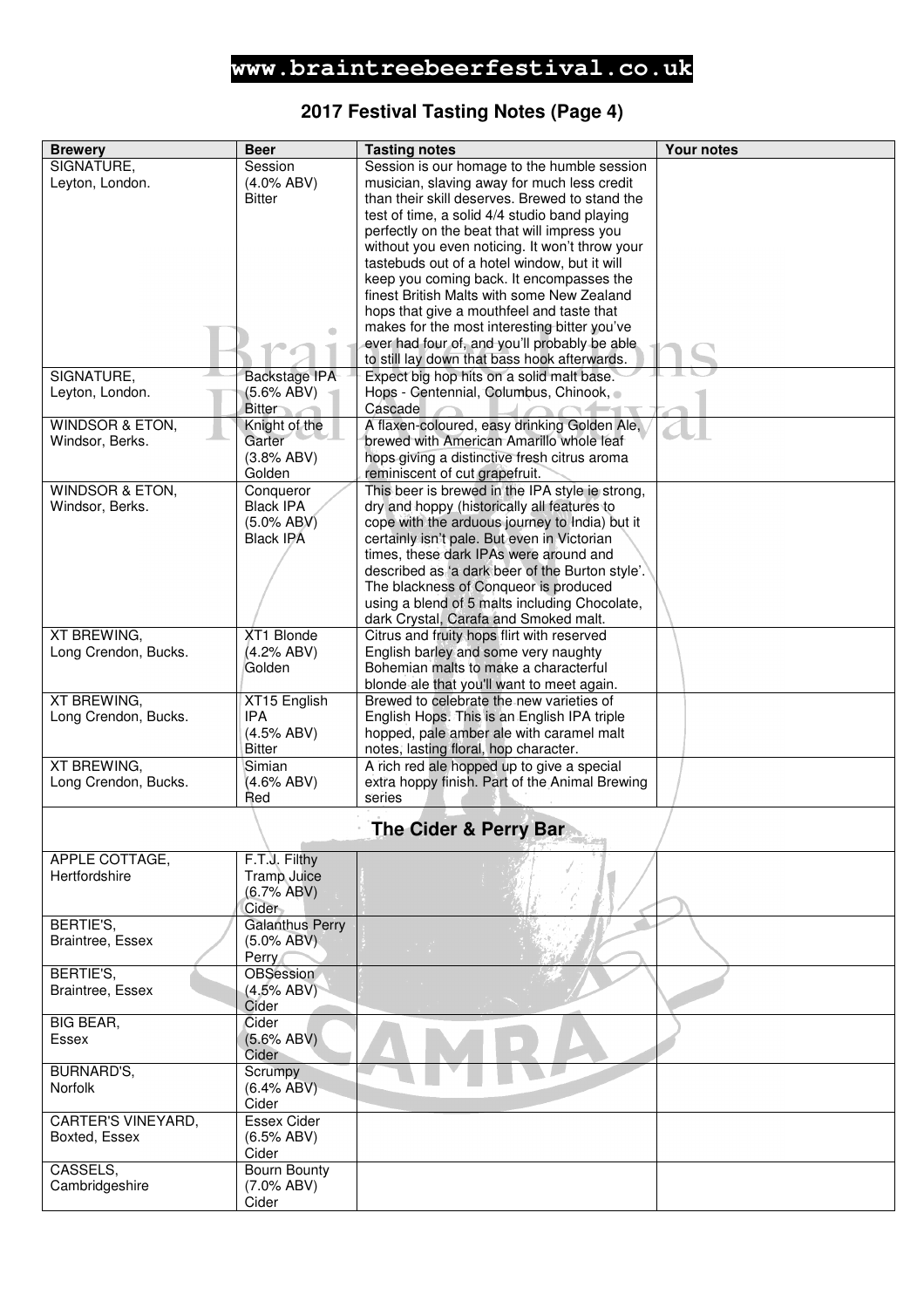**www.braintreebeerfestival.co.uk**

## 2017 Festival Tasting Notes (Page 4)

| Brewery | Beer | Tasting notes | Your notes |
|---|---|---|---|
| SIGNATURE, Leyton, London. | Session (4.0% ABV) Bitter | Session is our homage to the humble session musician, slaving away for much less credit than their skill deserves. Brewed to stand the test of time, a solid 4/4 studio band playing perfectly on the beat that will impress you without you even noticing. It won't throw your tastebuds out of a hotel window, but it will keep you coming back. It encompasses the finest British Malts with some New Zealand hops that give a mouthfeel and taste that makes for the most interesting bitter you've ever had four of, and you'll probably be able to still lay down that bass hook afterwards. | |
| SIGNATURE, Leyton, London. | Backstage IPA (5.6% ABV) Bitter | Expect big hop hits on a solid malt base. Hops - Centennial, Columbus, Chinook, Cascade | |
| WINDSOR & ETON, Windsor, Berks. | Knight of the Garter (3.8% ABV) Golden | A flaxen-coloured, easy drinking Golden Ale, brewed with American Amarillo whole leaf hops giving a distinctive fresh citrus aroma reminiscent of cut grapefruit. | |
| WINDSOR & ETON, Windsor, Berks. | Conqueror Black IPA (5.0% ABV) Black IPA | This beer is brewed in the IPA style ie strong, dry and hoppy (historically all features to cope with the arduous journey to India) but it certainly isn't pale. But even in Victorian times, these dark IPAs were around and described as 'a dark beer of the Burton style'. The blackness of Conqueor is produced using a blend of 5 malts including Chocolate, dark Crystal, Carafa and Smoked malt. | |
| XT BREWING, Long Crendon, Bucks. | XT1 Blonde (4.2% ABV) Golden | Citrus and fruity hops flirt with reserved English barley and some very naughty Bohemian malts to make a characterful blonde ale that you'll want to meet again. | |
| XT BREWING, Long Crendon, Bucks. | XT15 English IPA (4.5% ABV) Bitter | Brewed to celebrate the new varieties of English Hops. This is an English IPA triple hopped, pale amber ale with caramel malt notes, lasting floral, hop character. | |
| XT BREWING, Long Crendon, Bucks. | Simian (4.6% ABV) Red | A rich red ale hopped up to give a special extra hoppy finish. Part of the Animal Brewing series | |
| **The Cider & Perry Bar** | | | |
| APPLE COTTAGE, Hertfordshire | F.T.J. Filthy Tramp Juice (6.7% ABV) Cider | | |
| BERTIE'S, Braintree, Essex | Galanthus Perry (5.0% ABV) Perry | | |
| BERTIE'S, Braintree, Essex | OBSession (4.5% ABV) Cider | | |
| BIG BEAR, Essex | Cider (5.6% ABV) Cider | | |
| BURNARD'S, Norfolk | Scrumpy (6.4% ABV) Cider | | |
| CARTER'S VINEYARD, Boxted, Essex | Essex Cider (6.5% ABV) Cider | | |
| CASSELS, Cambridgeshire | Bourn Bounty (7.0% ABV) Cider | | |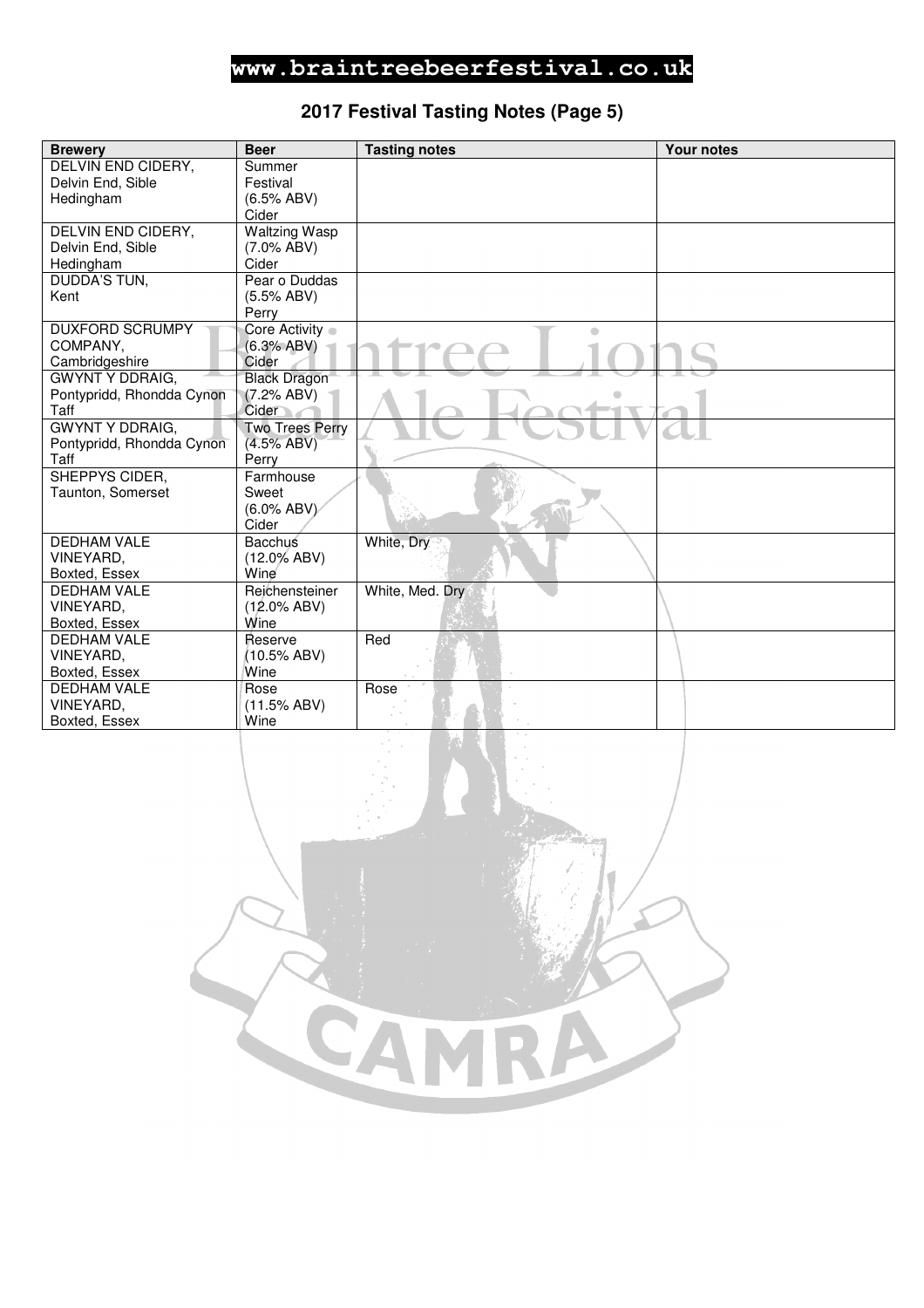**www.braintreebeerfestival.co.uk**

## 2017 Festival Tasting Notes (Page 5)

| Brewery | Beer | Tasting notes | Your notes |
|---|---|---|---|
| DELVIN END CIDERY, Delvin End, Sible Hedingham | Summer Festival (6.5% ABV) Cider | | |
| DELVIN END CIDERY, Delvin End, Sible Hedingham | Waltzing Wasp (7.0% ABV) Cider | | |
| DUDDA'S TUN, Kent | Pear o Duddas (5.5% ABV) Perry | | |
| DUXFORD SCRUMPY COMPANY, Cambridgeshire | Core Activity (6.3% ABV) Cider | | |
| GWYNT Y DDRAIG, Pontypridd, Rhondda Cynon Taff | Black Dragon (7.2% ABV) Cider | | |
| GWYNT Y DDRAIG, Pontypridd, Rhondda Cynon Taff | Two Trees Perry (4.5% ABV) Perry | | |
| SHEPPYS CIDER, Taunton, Somerset | Farmhouse Sweet (6.0% ABV) Cider | | |
| DEDHAM VALE VINEYARD, Boxted, Essex | Bacchus (12.0% ABV) Wine | White, Dry | |
| DEDHAM VALE VINEYARD, Boxted, Essex | Reichensteiner (12.0% ABV) Wine | White, Med. Dry | |
| DEDHAM VALE VINEYARD, Boxted, Essex | Reserve (10.5% ABV) Wine | Red | |
| DEDHAM VALE VINEYARD, Boxted, Essex | Rose (11.5% ABV) Wine | Rose | |